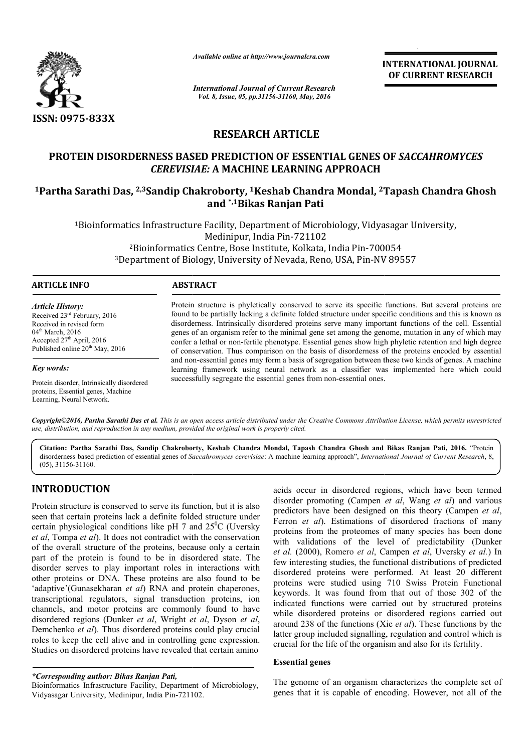ISSN: 0975-833X

*Available online at http://www.journalcra.com*

*International Journal of Current Research*
*Vol. 8, Issue, 05, pp.31156-31160, May, 2016*

**INTERNATIONAL JOURNAL OF CURRENT RESEARCH**

# RESEARCH ARTICLE

## PROTEIN DISORDERNESS BASED PREDICTION OF ESSENTIAL GENES OF *SACCAHROMYCES CEREVISIAE*: A MACHINE LEARNING APPROACH

**[1]Partha Sarathi Das, [2,3]Sandip Chakroborty, [1]Keshab Chandra Mondal, [2]Tapash Chandra Ghosh and [*,1]Bikas Ranjan Pati**

[1]Bioinformatics Infrastructure Facility, Department of Microbiology, Vidyasagar University, Medinipur, India Pin-721102
[2]Bioinformatics Centre, Bose Institute, Kolkata, India Pin-700054
[3]Department of Biology, University of Nevada, Reno, USA, Pin-NV 89557

### ARTICLE INFO

*Article History:*
Received 23rd February, 2016
Received in revised form
04th March, 2016
Accepted 27th April, 2016
Published online 20th May, 2016

*Key words:*
Protein disorder, Intrinsically disordered proteins, Essential genes, Machine Learning, Neural Network.

### ABSTRACT

Protein structure is phyletically conserved to serve its specific functions. But several proteins are found to be partially lacking a definite folded structure under specific conditions and this is known as disorderness. Intrinsically disordered proteins serve many important functions of the cell. Essential genes of an organism refer to the minimal gene set among the genome, mutation in any of which may confer a lethal or non-fertile phenotype. Essential genes show high phyletic retention and high degree of conservation. Thus comparison on the basis of disorderness of the proteins encoded by essential and non-essential genes may form a basis of segregation between these two kinds of genes. A machine learning framework using neural network as a classifier was implemented here which could successfully segregate the essential genes from non-essential ones.

*Copyright©2016, Partha Sarathi Das et al. This is an open access article distributed under the Creative Commons Attribution License, which permits unrestricted use, distribution, and reproduction in any medium, provided the original work is properly cited.*

**Citation: Partha Sarathi Das, Sandip Chakroborty, Keshab Chandra Mondal, Tapash Chandra Ghosh and Bikas Ranjan Pati, 2016.** "Protein disorderness based prediction of essential genes of *Saccahromyces cerevisiae*: A machine learning approach", *International Journal of Current Research*, 8, (05), 31156-31160.

# INTRODUCTION

Protein structure is conserved to serve its function, but it is also seen that certain proteins lack a definite folded structure under certain physiological conditions like pH 7 and 25$^0$C (Uversky *et al*, Tompa *et al*). It does not contradict with the conservation of the overall structure of the proteins, because only a certain part of the protein is found to be in disordered state. The disorder serves to play important roles in interactions with other proteins or DNA. These proteins are also found to be 'adaptive'(Gunasekharan *et al*) RNA and protein chaperones, transcriptional regulators, signal transduction proteins, ion channels, and motor proteins are commonly found to have disordered regions (Dunker *et al*, Wright *et al*, Dyson *et al*, Demchenko *et al*). Thus disordered proteins could play crucial roles to keep the cell alive and in controlling gene expression. Studies on disordered proteins have revealed that certain amino acids occur in disordered regions, which have been termed disorder promoting (Campen *et al*, Wang *et al*) and various predictors have been designed on this theory (Campen *et al*, Ferron *et al*). Estimations of disordered fractions of many proteins from the proteomes of many species has been done with validations of the level of predictability (Dunker *et al.* (2000), Romero *et al*, Campen *et al*, Uversky *et al.*) In few interesting studies, the functional distributions of predicted disordered proteins were performed. At least 20 different proteins were studied using 710 Swiss Protein Functional keywords. It was found from that out of those 302 of the indicated functions were carried out by structured proteins while disordered proteins or disordered regions carried out around 238 of the functions (Xie *et al*). These functions by the latter group included signalling, regulation and control which is crucial for the life of the organism and also for its fertility.

### Essential genes

The genome of an organism characterizes the complete set of genes that it is capable of encoding. However, not all of the

*\*Corresponding author: Bikas Ranjan Pati,*
Bioinformatics Infrastructure Facility, Department of Microbiology, Vidyasagar University, Medinipur, India Pin-721102.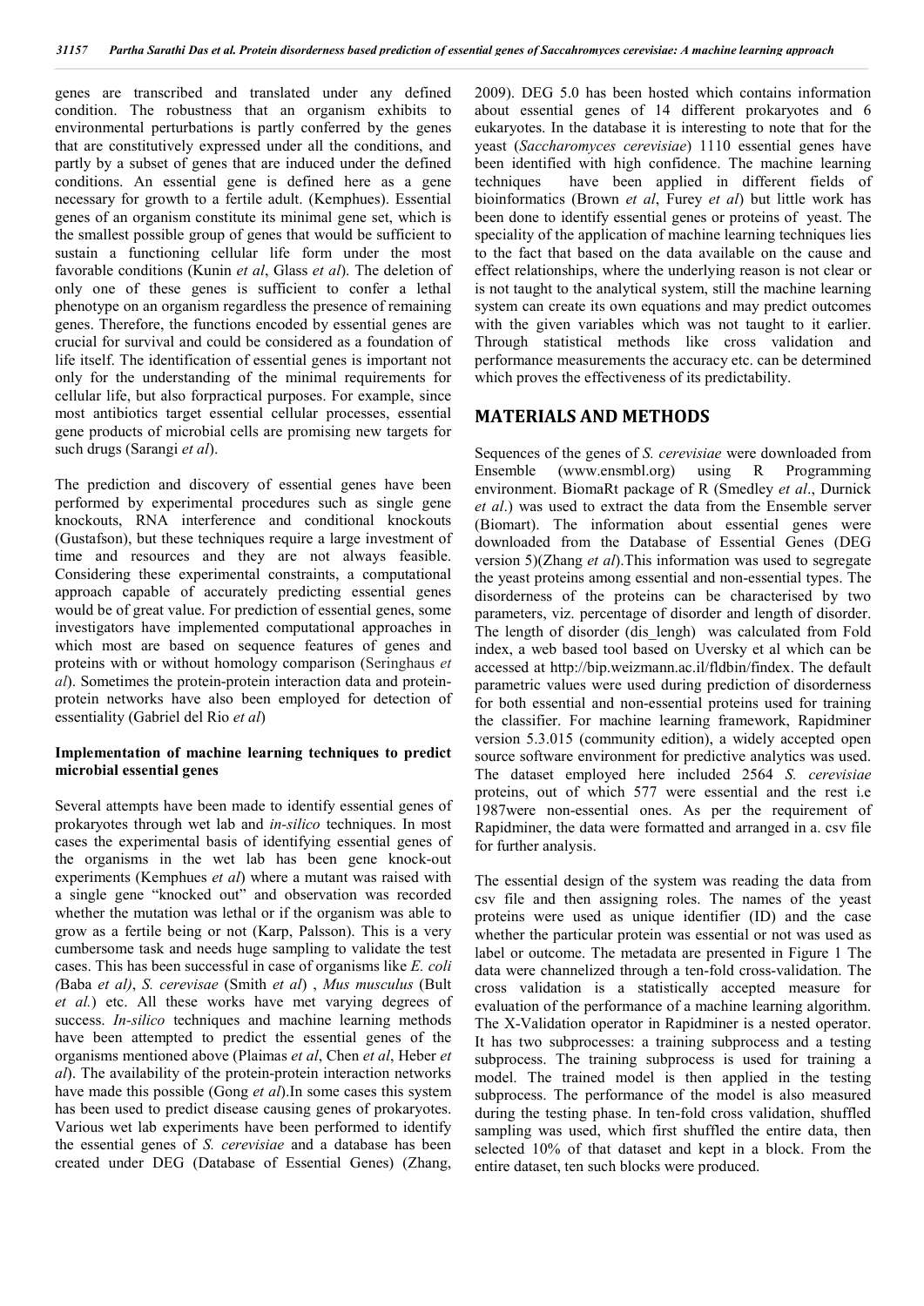genes are transcribed and translated under any defined condition. The robustness that an organism exhibits to environmental perturbations is partly conferred by the genes that are constitutively expressed under all the conditions, and partly by a subset of genes that are induced under the defined conditions. An essential gene is defined here as a gene necessary for growth to a fertile adult. (Kemphues). Essential genes of an organism constitute its minimal gene set, which is the smallest possible group of genes that would be sufficient to sustain a functioning cellular life form under the most favorable conditions (Kunin *et al*, Glass *et al*). The deletion of only one of these genes is sufficient to confer a lethal phenotype on an organism regardless the presence of remaining genes. Therefore, the functions encoded by essential genes are crucial for survival and could be considered as a foundation of life itself. The identification of essential genes is important not only for the understanding of the minimal requirements for cellular life, but also forpractical purposes. For example, since most antibiotics target essential cellular processes, essential gene products of microbial cells are promising new targets for such drugs (Sarangi *et al*).

The prediction and discovery of essential genes have been performed by experimental procedures such as single gene knockouts, RNA interference and conditional knockouts (Gustafson), but these techniques require a large investment of time and resources and they are not always feasible. Considering these experimental constraints, a computational approach capable of accurately predicting essential genes would be of great value. For prediction of essential genes, some investigators have implemented computational approaches in which most are based on sequence features of genes and proteins with or without homology comparison (Seringhaus *et al*). Sometimes the protein-protein interaction data and protein-protein networks have also been employed for detection of essentiality (Gabriel del Rio *et al*)

**Implementation of machine learning techniques to predict microbial essential genes**

Several attempts have been made to identify essential genes of prokaryotes through wet lab and *in-silico* techniques. In most cases the experimental basis of identifying essential genes of the organisms in the wet lab has been gene knock-out experiments (Kemphues *et al*) where a mutant was raised with a single gene "knocked out" and observation was recorded whether the mutation was lethal or if the organism was able to grow as a fertile being or not (Karp, Palsson). This is a very cumbersome task and needs huge sampling to validate the test cases. This has been successful in case of organisms like *E. coli (*Baba *et al)*, *S. cerevisae* (Smith *et al*) , *Mus musculus* (Bult *et al.*) etc. All these works have met varying degrees of success. *In-silico* techniques and machine learning methods have been attempted to predict the essential genes of the organisms mentioned above (Plaimas *et al*, Chen *et al*, Heber *et al*). The availability of the protein-protein interaction networks have made this possible (Gong *et al*).In some cases this system has been used to predict disease causing genes of prokaryotes. Various wet lab experiments have been performed to identify the essential genes of *S. cerevisiae* and a database has been created under DEG (Database of Essential Genes) (Zhang, 2009). DEG 5.0 has been hosted which contains information about essential genes of 14 different prokaryotes and 6 eukaryotes. In the database it is interesting to note that for the yeast (*Saccharomyces cerevisiae*) 1110 essential genes have been identified with high confidence. The machine learning techniques have been applied in different fields of bioinformatics (Brown *et al*, Furey *et al*) but little work has been done to identify essential genes or proteins of yeast. The speciality of the application of machine learning techniques lies to the fact that based on the data available on the cause and effect relationships, where the underlying reason is not clear or is not taught to the analytical system, still the machine learning system can create its own equations and may predict outcomes with the given variables which was not taught to it earlier. Through statistical methods like cross validation and performance measurements the accuracy etc. can be determined which proves the effectiveness of its predictability.

## MATERIALS AND METHODS

Sequences of the genes of *S. cerevisiae* were downloaded from Ensemble (www.ensmbl.org) using R Programming environment. BiomaRt package of R (Smedley *et al*., Durnick *et al*.) was used to extract the data from the Ensemble server (Biomart). The information about essential genes were downloaded from the Database of Essential Genes (DEG version 5)(Zhang *et al*).This information was used to segregate the yeast proteins among essential and non-essential types. The disorderness of the proteins can be characterised by two parameters, viz. percentage of disorder and length of disorder. The length of disorder (dis_lengh) was calculated from Fold index, a web based tool based on Uversky et al which can be accessed at http://bip.weizmann.ac.il/fldbin/findex. The default parametric values were used during prediction of disorderness for both essential and non-essential proteins used for training the classifier. For machine learning framework, Rapidminer version 5.3.015 (community edition), a widely accepted open source software environment for predictive analytics was used. The dataset employed here included 2564 *S. cerevisiae* proteins, out of which 577 were essential and the rest i.e 1987were non-essential ones. As per the requirement of Rapidminer, the data were formatted and arranged in a. csv file for further analysis.

The essential design of the system was reading the data from csv file and then assigning roles. The names of the yeast proteins were used as unique identifier (ID) and the case whether the particular protein was essential or not was used as label or outcome. The metadata are presented in Figure 1 The data were channelized through a ten-fold cross-validation. The cross validation is a statistically accepted measure for evaluation of the performance of a machine learning algorithm. The X-Validation operator in Rapidminer is a nested operator. It has two subprocesses: a training subprocess and a testing subprocess. The training subprocess is used for training a model. The trained model is then applied in the testing subprocess. The performance of the model is also measured during the testing phase. In ten-fold cross validation, shuffled sampling was used, which first shuffled the entire data, then selected 10% of that dataset and kept in a block. From the entire dataset, ten such blocks were produced.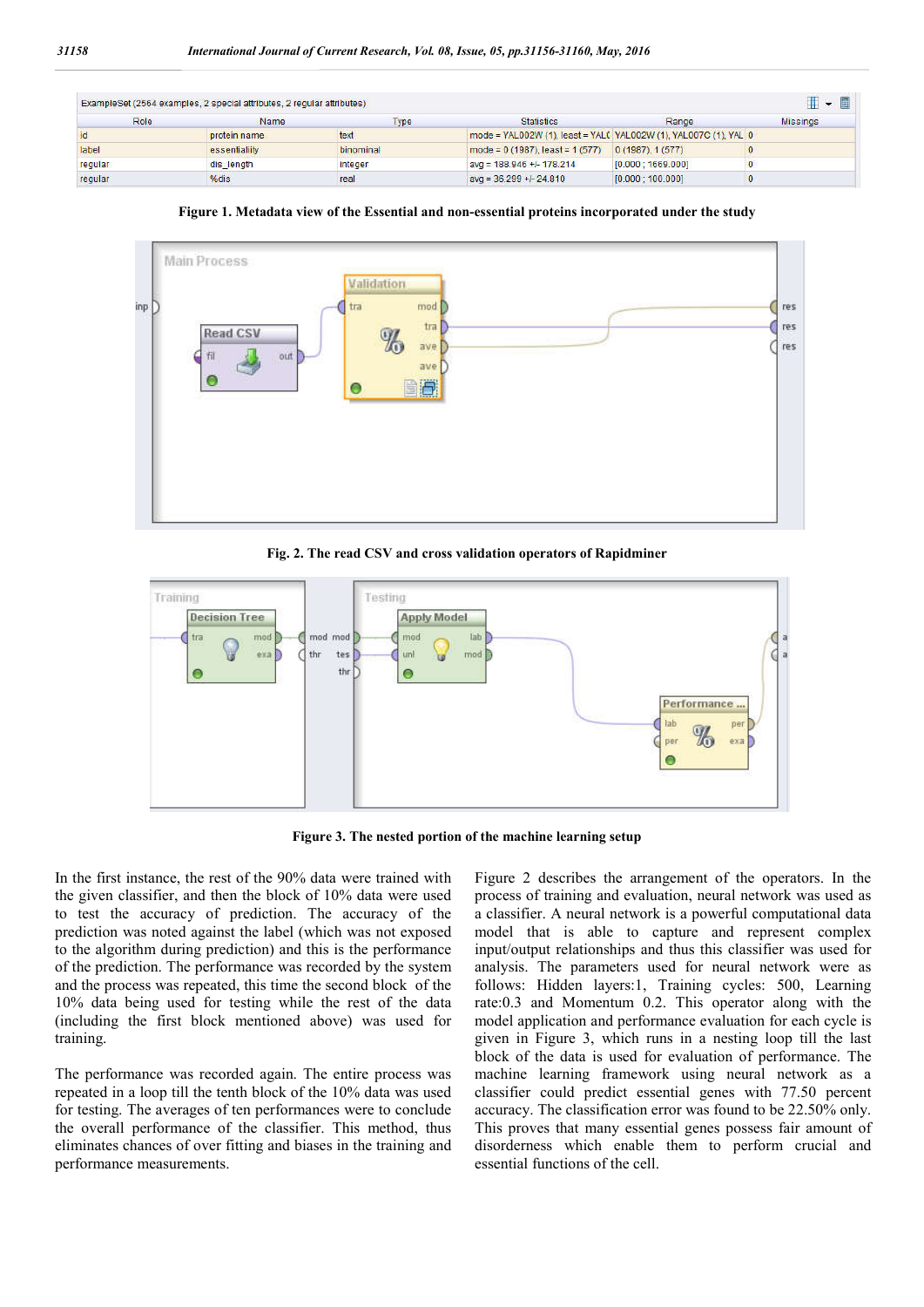| ExampleSet (2564 examples, 2 special attributes, 2 regular attributes) | | | | | |
|---|---|---|---|---|---|
| Role | Name | Type | Statistics | Range | Missings |
| id | protein name | text | mode = YAL002W (1), least = YAL( | YAL002W (1), YAL007C (1), YAL | 0 |
| label | essentiality | binominal | mode = 0 (1987), least = 1 (577) | 0 (1987), 1 (577) | 0 |
| regular | dis_length | integer | avg = 188.946 +/- 178.214 | [0.000 ; 1669.000] | 0 |
| regular | %dis | real | avg = 36.299 +/- 24.810 | [0.000 ; 100.000] | 0 |

**Figure 1. Metadata view of the Essential and non-essential proteins incorporated under the study**

Main Process
inp
Read CSV
fil
out
Validation
tra
mod
tra
ave
ave
res
res
res

**Fig. 2. The read CSV and cross validation operators of Rapidminer**

Training
Decision Tree
tra
mod
exa
mod
thr
Testing
mod
tes
thr
Apply Model
mod
unl
lab
mod
Performance ...
lab
per
per
exa
a
a

**Figure 3. The nested portion of the machine learning setup**

In the first instance, the rest of the 90% data were trained with the given classifier, and then the block of 10% data were used to test the accuracy of prediction. The accuracy of the prediction was noted against the label (which was not exposed to the algorithm during prediction) and this is the performance of the prediction. The performance was recorded by the system and the process was repeated, this time the second block of the 10% data being used for testing while the rest of the data (including the first block mentioned above) was used for training.

The performance was recorded again. The entire process was repeated in a loop till the tenth block of the 10% data was used for testing. The averages of ten performances were to conclude the overall performance of the classifier. This method, thus eliminates chances of over fitting and biases in the training and performance measurements.

Figure 2 describes the arrangement of the operators. In the process of training and evaluation, neural network was used as a classifier. A neural network is a powerful computational data model that is able to capture and represent complex input/output relationships and thus this classifier was used for analysis. The parameters used for neural network were as follows: Hidden layers:1, Training cycles: 500, Learning rate:0.3 and Momentum 0.2. This operator along with the model application and performance evaluation for each cycle is given in Figure 3, which runs in a nesting loop till the last block of the data is used for evaluation of performance. The machine learning framework using neural network as a classifier could predict essential genes with 77.50 percent accuracy. The classification error was found to be 22.50% only. This proves that many essential genes possess fair amount of disorderness which enable them to perform crucial and essential functions of the cell.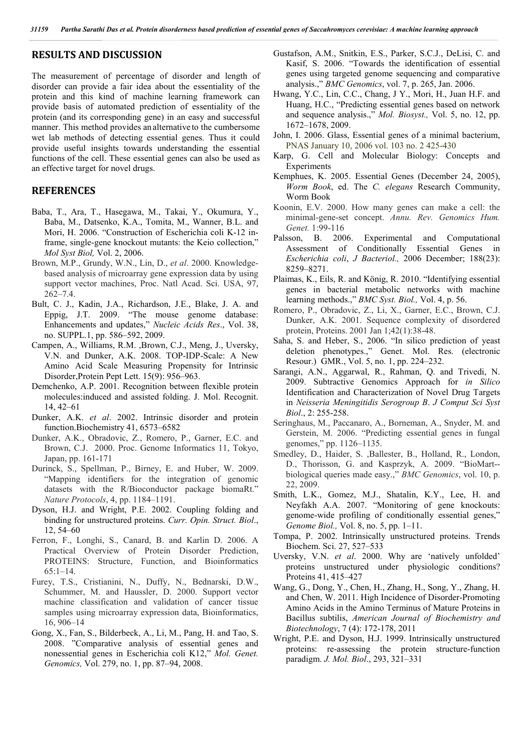## RESULTS AND DISCUSSION

The measurement of percentage of disorder and length of disorder can provide a fair idea about the essentiality of the protein and this kind of machine learning framework can provide basis of automated prediction of essentiality of the protein (and its corresponding gene) in an easy and successful manner. This method provides an alternative to the cumbersome wet lab methods of detecting essential genes. Thus it could provide useful insights towards understanding the essential functions of the cell. These essential genes can also be used as an effective target for novel drugs.

## REFERENCES

- Baba, T., Ara, T., Hasegawa, M., Takai, Y., Okumura, Y., Baba, M., Datsenko, K.A., Tomita, M., Wanner, B.L. and Mori, H. 2006. "Construction of Escherichia coli K-12 in-frame, single-gene knockout mutants: the Keio collection," *Mol Syst Biol,* Vol. 2, 2006.
- Brown, M.P., Grundy, W.N., Lin, D., *et al*. 2000. Knowledge-based analysis of microarray gene expression data by using support vector machines, Proc. Natl Acad. Sci. USA, 97, 262–7.4.
- Bult, C. J., Kadin, J.A., Richardson, J.E., Blake, J. A. and Eppig, J.T. 2009. "The mouse genome database: Enhancements and updates," *Nucleic Acids Res*., Vol. 38, no. SUPPL.1, pp. 586–592, 2009.
- Campen, A., Williams, R.M. ,Brown, C.J., Meng, J., Uversky, V.N. and Dunker, A.K. 2008. TOP-IDP-Scale: A New Amino Acid Scale Measuring Propensity for Intrinsic Disorder,Protein Pept Lett. 15(9): 956–963.
- Demchenko, A.P. 2001. Recognition between flexible protein molecules:induced and assisted folding. J. Mol. Recognit. 14, 42–61
- Dunker, A.K. *et al*. 2002. Intrinsic disorder and protein function.Biochemistry 41, 6573–6582
- Dunker, A.K., Obradovic, Z., Romero, P., Garner, E.C. and Brown, C.J. 2000. Proc. Genome Informatics 11, Tokyo, Japan, pp. 161-171
- Durinck, S., Spellman, P., Birney, E. and Huber, W. 2009. "Mapping identifiers for the integration of genomic datasets with the R/Bioconductor package biomaRt." *Nature Protocols*, 4, pp. 1184–1191.
- Dyson, H.J. and Wright, P.E. 2002. Coupling folding and binding for unstructured proteins. *Curr. Opin. Struct. Biol*., 12, 54–60
- Ferron, F., Longhi, S., Canard, B. and Karlin D. 2006. A Practical Overview of Protein Disorder Prediction, PROTEINS: Structure, Function, and Bioinformatics 65:1–14.
- Furey, T.S., Cristianini, N., Duffy, N., Bednarski, D.W., Schummer, M. and Haussler, D. 2000. Support vector machine classification and validation of cancer tissue samples using microarray expression data, Bioinformatics, 16, 906–14
- Gong, X., Fan, S., Bilderbeck, A., Li, M., Pang, H. and Tao, S. 2008. "Comparative analysis of essential genes and nonessential genes in Escherichia coli K12," *Mol. Genet. Genomics,* Vol. 279, no. 1, pp. 87–94, 2008.
- Gustafson, A.M., Snitkin, E.S., Parker, S.C.J., DeLisi, C. and Kasif, S. 2006. "Towards the identification of essential genes using targeted genome sequencing and comparative analysis.," *BMC Genomics*, vol. 7, p. 265, Jan. 2006.
- Hwang, Y.C., Lin, C.C., Chang, J Y., Mori, H., Juan H.F. and Huang, H.C., "Predicting essential genes based on network and sequence analysis.," *Mol. Biosyst.,* Vol. 5, no. 12, pp. 1672–1678, 2009.
- John, I. 2006. Glass, Essential genes of a minimal bacterium, PNAS January 10, 2006 vol. 103 no. 2 425-430
- Karp, G. Cell and Molecular Biology: Concepts and Experiments
- Kemphues, K. 2005. Essential Genes (December 24, 2005), *Worm Book*, ed. The *C. elegans* Research Community, Worm Book
- Koonin, E.V. 2000. How many genes can make a cell: the minimal-gene-set concept. *Annu. Rev. Genomics Hum. Genet.* 1:99-116
- Palsson, B. 2006. Experimental and Computational Assessment of Conditionally Essential Genes in *Escherichia coli*, *J Bacteriol.,* 2006 December; 188(23): 8259–8271.
- Plaimas, K., Eils, R. and König, R. 2010. "Identifying essential genes in bacterial metabolic networks with machine learning methods.," *BMC Syst. Biol.,* Vol. 4, p. 56.
- Romero, P., Obradovic, Z., Li, X., Garner, E.C., Brown, C.J. Dunker, A.K. 2001. Sequence complexity of disordered protein, Proteins. 2001 Jan 1;42(1):38-48.
- Saha, S. and Heber, S., 2006. "In silico prediction of yeast deletion phenotypes.," Genet. Mol. Res. (electronic Resour.) GMR., Vol. 5, no. 1, pp. 224–232.
- Sarangi, A.N., Aggarwal, R., Rahman, Q. and Trivedi, N. 2009. Subtractive Genomics Approach for *in Silico* Identification and Characterization of Novel Drug Targets in *Neisseria Meningitidis Serogroup B*. *J Comput Sci Syst Biol*., 2: 255-258.
- Seringhaus, M., Paccanaro, A., Borneman, A., Snyder, M. and Gerstein, M. 2006. "Predicting essential genes in fungal genomes," pp. 1126–1135.
- Smedley, D., Haider, S. ,Ballester, B., Holland, R., London, D., Thorisson, G. and Kasprzyk, A. 2009. "BioMart--biological queries made easy.," *BMC Genomics*, vol. 10, p. 22, 2009.
- Smith, L.K., Gomez, M.J., Shatalin, K.Y., Lee, H. and Neyfakh A.A. 2007. "Monitoring of gene knockouts: genome-wide profiling of conditionally essential genes," *Genome Biol.,* Vol. 8, no. 5, pp. 1–11.
- Tompa, P. 2002. Intrinsically unstructured proteins. Trends Biochem. Sci. 27, 527–533
- Uversky, V.N. *et al*. 2000. Why are 'natively unfolded' proteins unstructured under physiologic conditions? Proteins 41, 415–427
- Wang, G., Dong, Y., Chen, H., Zhang, H., Song, Y., Zhang, H. and Chen, W. 2011. High Incidence of Disorder-Promoting Amino Acids in the Amino Terminus of Mature Proteins in Bacillus subtilis, *American Journal of Biochemistry and Biotechnology*, 7 (4): 172-178, 2011
- Wright, P.E. and Dyson, H.J. 1999. Intrinsically unstructured proteins: re-assessing the protein structure-function paradigm. *J. Mol. Biol*., 293, 321–331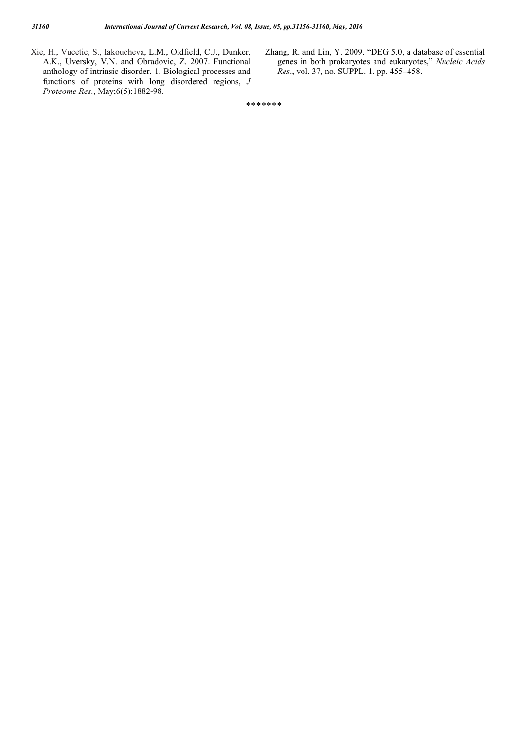Xie, H., Vucetic, S., Iakoucheva, L.M., Oldfield, C.J., Dunker, A.K., Uversky, V.N. and Obradovic, Z. 2007. Functional anthology of intrinsic disorder. 1. Biological processes and functions of proteins with long disordered regions, *J Proteome Res.*, May;6(5):1882-98.

Zhang, R. and Lin, Y. 2009. "DEG 5.0, a database of essential genes in both prokaryotes and eukaryotes," *Nucleic Acids Res*., vol. 37, no. SUPPL. 1, pp. 455–458.

*******